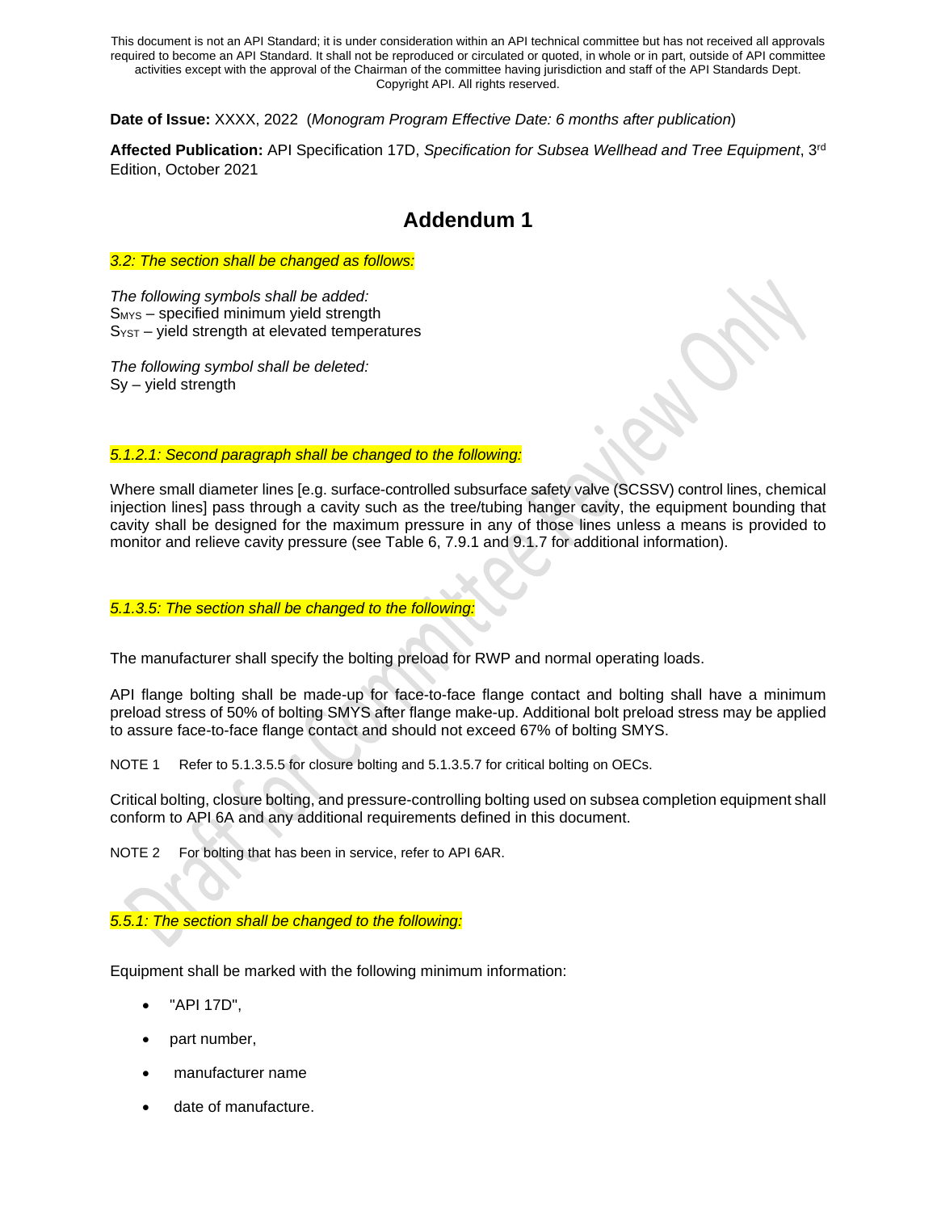This document is not an API Standard; it is under consideration within an API technical committee but has not received all approvals required to become an API Standard. It shall not be reproduced or circulated or quoted, in whole or in part, outside of API committee activities except with the approval of the Chairman of the committee having jurisdiction and staff of the API Standards Dept. Copyright API. All rights reserved.

**Date of Issue:** XXXX, 2022 (*Monogram Program Effective Date: 6 months after publication*)

**Affected Publication:** API Specification 17D, *Specification for Subsea Wellhead and Tree Equipment*, 3rd Edition, October 2021

# Addendum 1

*3.2: The section shall be changed as follows:*

*The following symbols shall be added:*
$S_{MYS}$ – specified minimum yield strength
$S_{YST}$ – yield strength at elevated temperatures

*The following symbol shall be deleted:*
Sy – yield strength

*5.1.2.1: Second paragraph shall be changed to the following:*

Where small diameter lines [e.g. surface-controlled subsurface safety valve (SCSSV) control lines, chemical injection lines] pass through a cavity such as the tree/tubing hanger cavity, the equipment bounding that cavity shall be designed for the maximum pressure in any of those lines unless a means is provided to monitor and relieve cavity pressure (see Table 6, 7.9.1 and 9.1.7 for additional information).

*5.1.3.5: The section shall be changed to the following:*

The manufacturer shall specify the bolting preload for RWP and normal operating loads.

API flange bolting shall be made-up for face-to-face flange contact and bolting shall have a minimum preload stress of 50% of bolting SMYS after flange make-up. Additional bolt preload stress may be applied to assure face-to-face flange contact and should not exceed 67% of bolting SMYS.

NOTE 1 Refer to 5.1.3.5.5 for closure bolting and 5.1.3.5.7 for critical bolting on OECs.

Critical bolting, closure bolting, and pressure-controlling bolting used on subsea completion equipment shall conform to API 6A and any additional requirements defined in this document.

NOTE 2 For bolting that has been in service, refer to API 6AR.

*5.5.1: The section shall be changed to the following:*

Equipment shall be marked with the following minimum information:

- "API 17D",
- part number,
- manufacturer name
- date of manufacture.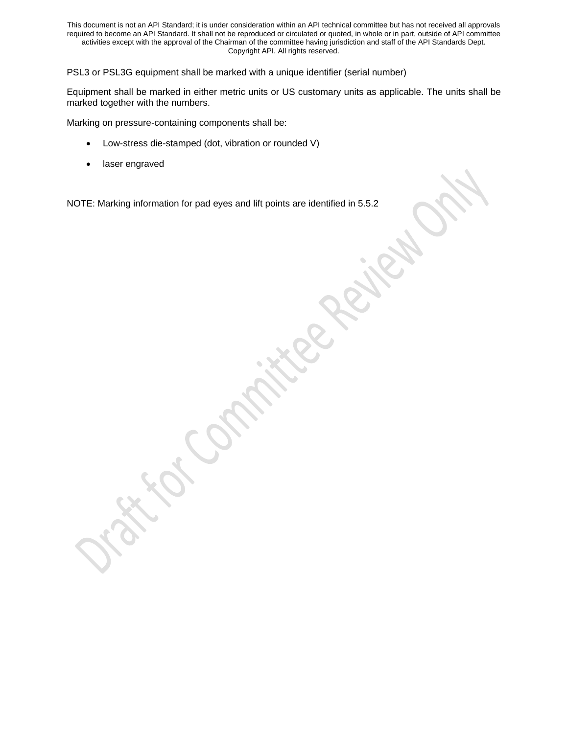PSL3 or PSL3G equipment shall be marked with a unique identifier (serial number)

Equipment shall be marked in either metric units or US customary units as applicable. The units shall be marked together with the numbers.

Marking on pressure-containing components shall be:

- Low-stress die-stamped (dot, vibration or rounded V)
- laser engraved

NOTE: Marking information for pad eyes and lift points are identified in 5.5.2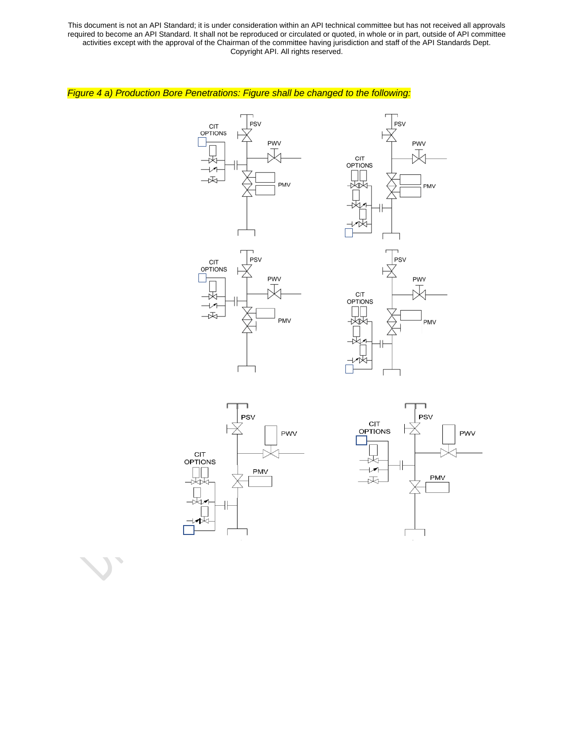This document is not an API Standard; it is under consideration within an API technical committee but has not received all approvals required to become an API Standard. It shall not be reproduced or circulated or quoted, in whole or in part, outside of API committee activities except with the approval of the Chairman of the committee having jurisdiction and staff of the API Standards Dept. Copyright API. All rights reserved.

*Figure 4 a) Production Bore Penetrations: Figure shall be changed to the following:*

CIT OPTIONS PSV PWV PMV

CIT OPTIONS PSV PWV PMV

CIT OPTIONS PSV PWV PMV

CIT OPTIONS PSV PWV PMV

PSV PWV CIT OPTIONS PMV

PSV CIT OPTIONS PWV PMV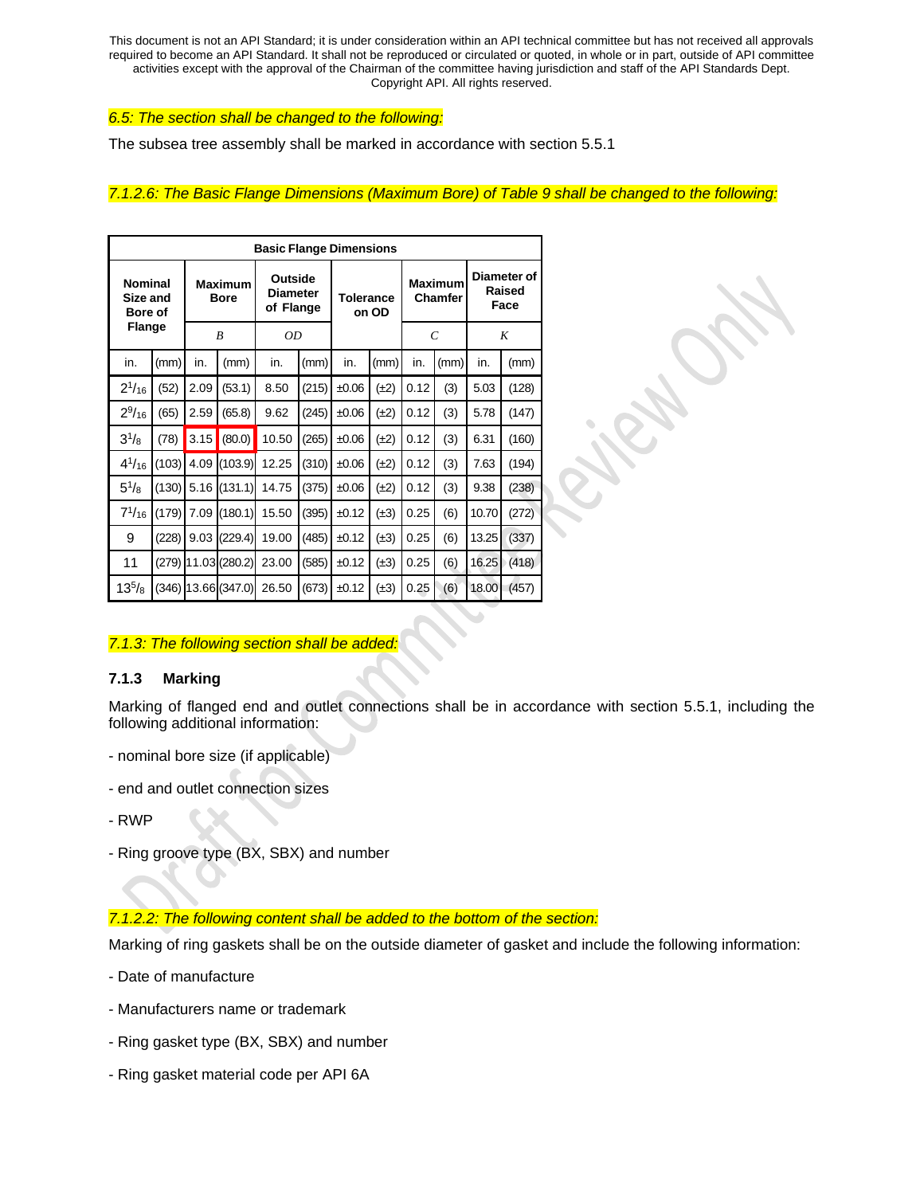This document is not an API Standard; it is under consideration within an API technical committee but has not received all approvals required to become an API Standard. It shall not be reproduced or circulated or quoted, in whole or in part, outside of API committee activities except with the approval of the Chairman of the committee having jurisdiction and staff of the API Standards Dept. Copyright API. All rights reserved.

*6.5: The section shall be changed to the following:*

The subsea tree assembly shall be marked in accordance with section 5.5.1

*7.1.2.6: The Basic Flange Dimensions (Maximum Bore) of Table 9 shall be changed to the following:*

| Basic Flange Dimensions | | | | | | | | | | | |
|---|---|---|---|---|---|---|---|---|---|---|---|
| Nominal Size and Bore of Flange | | Maximum Bore | | Outside Diameter of Flange | | Tolerance on OD | | Maximum Chamfer | | Diameter of Raised Face | |
| | | *B* | | *OD* | | | | *C* | | *K* | |
| in. | (mm) | in. | (mm) | in. | (mm) | in. | (mm) | in. | (mm) | in. | (mm) |
| $2^{1}/_{16}$ | (52) | 2.09 | (53.1) | 8.50 | (215) | ±0.06 | (±2) | 0.12 | (3) | 5.03 | (128) |
| $2^{9}/_{16}$ | (65) | 2.59 | (65.8) | 9.62 | (245) | ±0.06 | (±2) | 0.12 | (3) | 5.78 | (147) |
| $3^{1}/_{8}$ | (78) | 3.15 | (80.0) | 10.50 | (265) | ±0.06 | (±2) | 0.12 | (3) | 6.31 | (160) |
| $4^{1}/_{16}$ | (103) | 4.09 | (103.9) | 12.25 | (310) | ±0.06 | (±2) | 0.12 | (3) | 7.63 | (194) |
| $5^{1}/_{8}$ | (130) | 5.16 | (131.1) | 14.75 | (375) | ±0.06 | (±2) | 0.12 | (3) | 9.38 | (238) |
| $7^{1}/_{16}$ | (179) | 7.09 | (180.1) | 15.50 | (395) | ±0.12 | (±3) | 0.25 | (6) | 10.70 | (272) |
| 9 | (228) | 9.03 | (229.4) | 19.00 | (485) | ±0.12 | (±3) | 0.25 | (6) | 13.25 | (337) |
| 11 | (279) | 11.03 | (280.2) | 23.00 | (585) | ±0.12 | (±3) | 0.25 | (6) | 16.25 | (418) |
| $13^{5}/_{8}$ | (346) | 13.66 | (347.0) | 26.50 | (673) | ±0.12 | (±3) | 0.25 | (6) | 18.00 | (457) |

*7.1.3: The following section shall be added:*

### 7.1.3 Marking

Marking of flanged end and outlet connections shall be in accordance with section 5.5.1, including the following additional information:

- nominal bore size (if applicable)

- end and outlet connection sizes

- RWP

- Ring groove type (BX, SBX) and number

*7.1.2.2: The following content shall be added to the bottom of the section:*

Marking of ring gaskets shall be on the outside diameter of gasket and include the following information:

- Date of manufacture

- Manufacturers name or trademark

- Ring gasket type (BX, SBX) and number

- Ring gasket material code per API 6A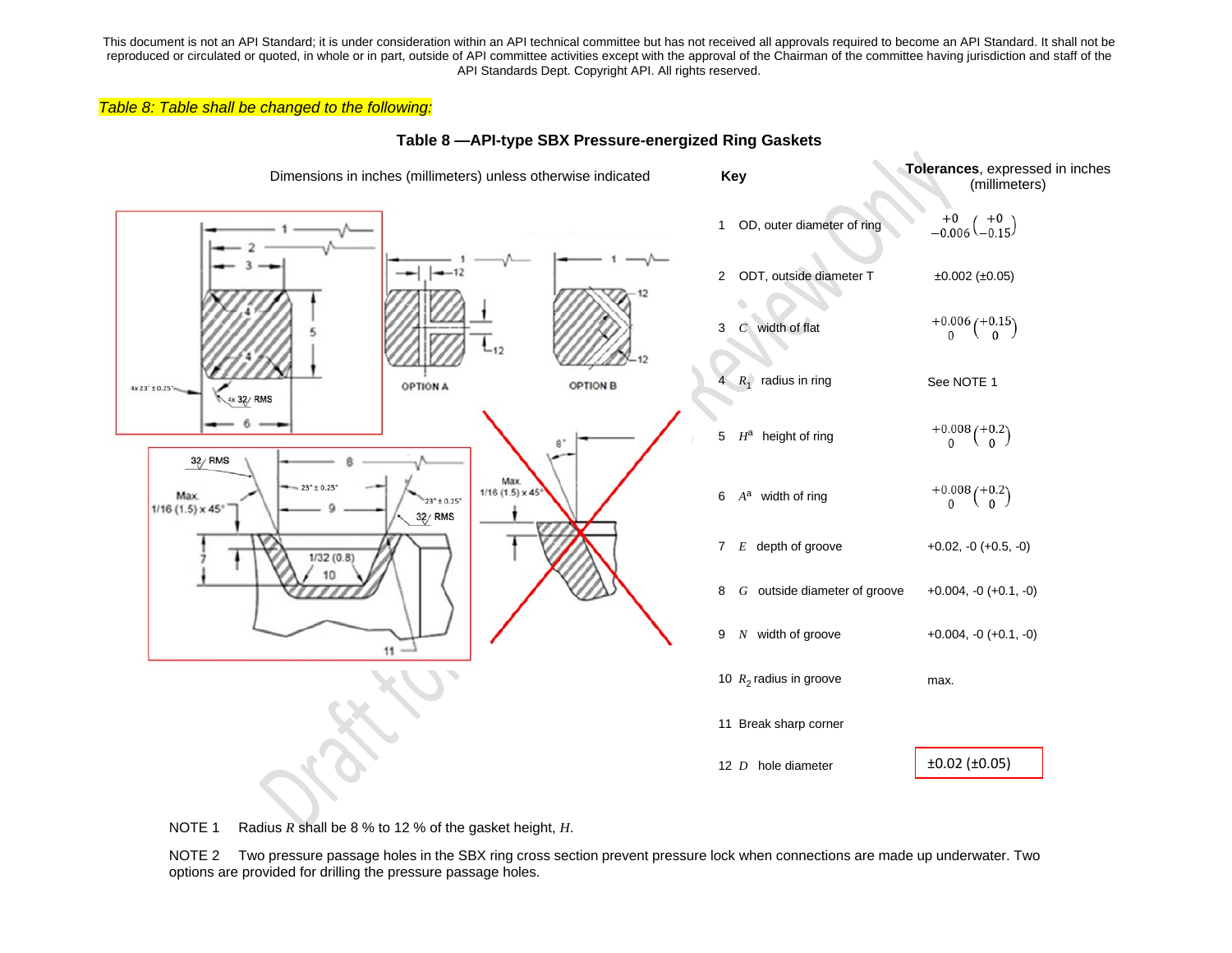This document is not an API Standard; it is under consideration within an API technical committee but has not received all approvals required to become an API Standard. It shall not be reproduced or circulated or quoted, in whole or in part, outside of API committee activities except with the approval of the Chairman of the committee having jurisdiction and staff of the API Standards Dept. Copyright API. All rights reserved.

*Table 8: Table shall be changed to the following:*

**Table 8 —API-type SBX Pressure-energized Ring Gaskets**

Dimensions in inches (millimeters) unless otherwise indicated

| Key | | Tolerances, expressed in inches (millimeters) |
|---|---|---|
| 1 | OD, outer diameter of ring | $^{+0}_{-0.006}$ $\left(^{+0}_{-0.15}\right)$ |
| 2 | ODT, outside diameter T | ±0.002 (±0.05) |
| 3 | *C* width of flat | $^{+0.006}_{0}$ $\left(^{+0.15}_{0}\right)$ |
| 4 | $R_1$ radius in ring | See NOTE 1 |
| 5 | $H$[a] height of ring | $^{+0.008}_{0}$ $\left(^{+0.2}_{0}\right)$ |
| 6 | $A$[a] width of ring | $^{+0.008}_{0}$ $\left(^{+0.2}_{0}\right)$ |
| 7 | *E* depth of groove | +0.02, -0 (+0.5, -0) |
| 8 | *G* outside diameter of groove | +0.004, -0 (+0.1, -0) |
| 9 | *N* width of groove | +0.004, -0 (+0.1, -0) |
| 10 | $R_2$ radius in groove | max. |
| 11 | Break sharp corner | |
| 12 | *D* hole diameter | ±0.02 (±0.05) |

NOTE 1 Radius *R* shall be 8 % to 12 % of the gasket height, *H*.

NOTE 2 Two pressure passage holes in the SBX ring cross section prevent pressure lock when connections are made up underwater. Two options are provided for drilling the pressure passage holes.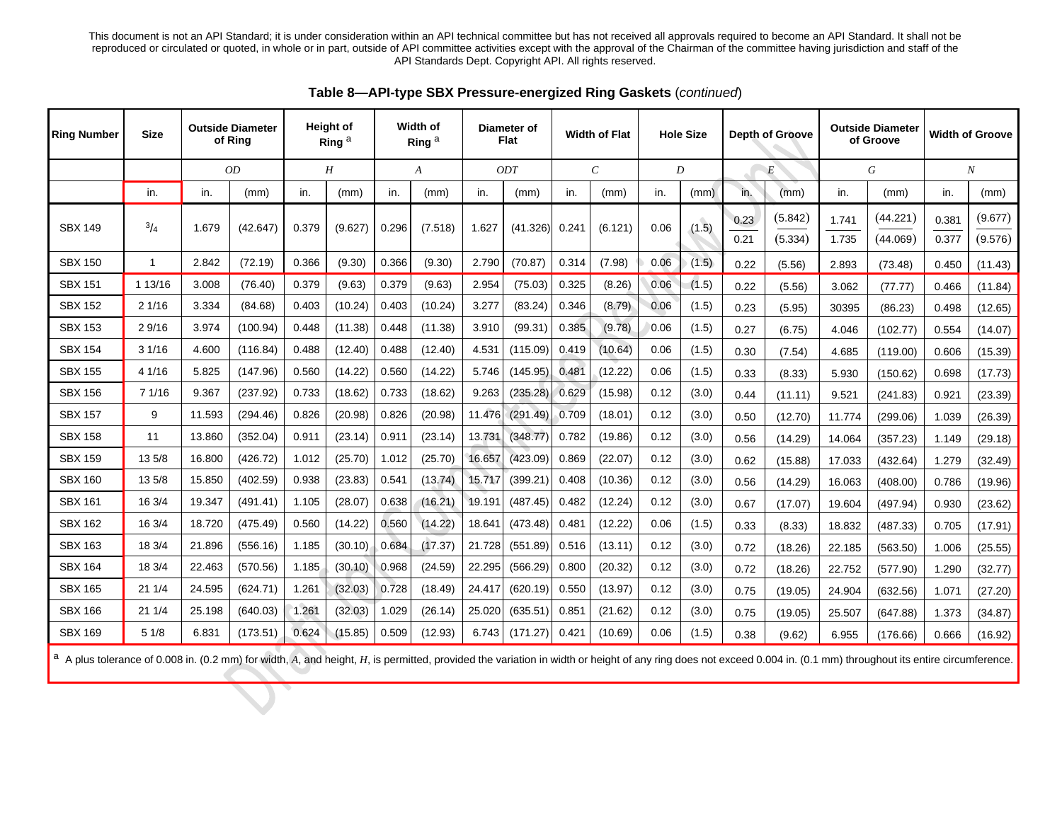This document is not an API Standard; it is under consideration within an API technical committee but has not received all approvals required to become an API Standard. It shall not be reproduced or circulated or quoted, in whole or in part, outside of API committee activities except with the approval of the Chairman of the committee having jurisdiction and staff of the API Standards Dept. Copyright API. All rights reserved.

**Table 8—API-type SBX Pressure-energized Ring Gaskets** (*continued*)

| Ring Number | Size | Outside Diameter of Ring | | Height of Ring [a] | | Width of Ring [a] | | Diameter of Flat | | Width of Flat | | Hole Size | | Depth of Groove | | Outside Diameter of Groove | | Width of Groove | |
|---|---|---|---|---|---|---|---|---|---|---|---|---|---|---|---|---|---|---|---|
| | | *OD* | | *H* | | *A* | | *ODT* | | *C* | | *D* | | *E* | | *G* | | *N* | |
| | in. | in. | (mm) | in. | (mm) | in. | (mm) | in. | (mm) | in. | (mm) | in. | (mm) | in. | (mm) | in. | (mm) | in. | (mm) |
| SBX 149 | 3/4 | 1.679 | (42.647) | 0.379 | (9.627) | 0.296 | (7.518) | 1.627 | (41.326) | 0.241 | (6.121) | 0.06 | (1.5) | 0.23 / 0.21 | (5.842) / (5.334) | 1.741 / 1.735 | (44.221) / (44.069) | 0.381 / 0.377 | (9.677) / (9.576) |
| SBX 150 | 1 | 2.842 | (72.19) | 0.366 | (9.30) | 0.366 | (9.30) | 2.790 | (70.87) | 0.314 | (7.98) | 0.06 | (1.5) | 0.22 | (5.56) | 2.893 | (73.48) | 0.450 | (11.43) |
| SBX 151 | 1 13/16 | 3.008 | (76.40) | 0.379 | (9.63) | 0.379 | (9.63) | 2.954 | (75.03) | 0.325 | (8.26) | 0.06 | (1.5) | 0.22 | (5.56) | 3.062 | (77.77) | 0.466 | (11.84) |
| SBX 152 | 2 1/16 | 3.334 | (84.68) | 0.403 | (10.24) | 0.403 | (10.24) | 3.277 | (83.24) | 0.346 | (8.79) | 0.06 | (1.5) | 0.23 | (5.95) | 30395 | (86.23) | 0.498 | (12.65) |
| SBX 153 | 2 9/16 | 3.974 | (100.94) | 0.448 | (11.38) | 0.448 | (11.38) | 3.910 | (99.31) | 0.385 | (9.78) | 0.06 | (1.5) | 0.27 | (6.75) | 4.046 | (102.77) | 0.554 | (14.07) |
| SBX 154 | 3 1/16 | 4.600 | (116.84) | 0.488 | (12.40) | 0.488 | (12.40) | 4.531 | (115.09) | 0.419 | (10.64) | 0.06 | (1.5) | 0.30 | (7.54) | 4.685 | (119.00) | 0.606 | (15.39) |
| SBX 155 | 4 1/16 | 5.825 | (147.96) | 0.560 | (14.22) | 0.560 | (14.22) | 5.746 | (145.95) | 0.481 | (12.22) | 0.06 | (1.5) | 0.33 | (8.33) | 5.930 | (150.62) | 0.698 | (17.73) |
| SBX 156 | 7 1/16 | 9.367 | (237.92) | 0.733 | (18.62) | 0.733 | (18.62) | 9.263 | (235.28) | 0.629 | (15.98) | 0.12 | (3.0) | 0.44 | (11.11) | 9.521 | (241.83) | 0.921 | (23.39) |
| SBX 157 | 9 | 11.593 | (294.46) | 0.826 | (20.98) | 0.826 | (20.98) | 11.476 | (291.49) | 0.709 | (18.01) | 0.12 | (3.0) | 0.50 | (12.70) | 11.774 | (299.06) | 1.039 | (26.39) |
| SBX 158 | 11 | 13.860 | (352.04) | 0.911 | (23.14) | 0.911 | (23.14) | 13.731 | (348.77) | 0.782 | (19.86) | 0.12 | (3.0) | 0.56 | (14.29) | 14.064 | (357.23) | 1.149 | (29.18) |
| SBX 159 | 13 5/8 | 16.800 | (426.72) | 1.012 | (25.70) | 1.012 | (25.70) | 16.657 | (423.09) | 0.869 | (22.07) | 0.12 | (3.0) | 0.62 | (15.88) | 17.033 | (432.64) | 1.279 | (32.49) |
| SBX 160 | 13 5/8 | 15.850 | (402.59) | 0.938 | (23.83) | 0.541 | (13.74) | 15.717 | (399.21) | 0.408 | (10.36) | 0.12 | (3.0) | 0.56 | (14.29) | 16.063 | (408.00) | 0.786 | (19.96) |
| SBX 161 | 16 3/4 | 19.347 | (491.41) | 1.105 | (28.07) | 0.638 | (16.21) | 19.191 | (487.45) | 0.482 | (12.24) | 0.12 | (3.0) | 0.67 | (17.07) | 19.604 | (497.94) | 0.930 | (23.62) |
| SBX 162 | 16 3/4 | 18.720 | (475.49) | 0.560 | (14.22) | 0.560 | (14.22) | 18.641 | (473.48) | 0.481 | (12.22) | 0.06 | (1.5) | 0.33 | (8.33) | 18.832 | (487.33) | 0.705 | (17.91) |
| SBX 163 | 18 3/4 | 21.896 | (556.16) | 1.185 | (30.10) | 0.684 | (17.37) | 21.728 | (551.89) | 0.516 | (13.11) | 0.12 | (3.0) | 0.72 | (18.26) | 22.185 | (563.50) | 1.006 | (25.55) |
| SBX 164 | 18 3/4 | 22.463 | (570.56) | 1.185 | (30.10) | 0.968 | (24.59) | 22.295 | (566.29) | 0.800 | (20.32) | 0.12 | (3.0) | 0.72 | (18.26) | 22.752 | (577.90) | 1.290 | (32.77) |
| SBX 165 | 21 1/4 | 24.595 | (624.71) | 1.261 | (32.03) | 0.728 | (18.49) | 24.417 | (620.19) | 0.550 | (13.97) | 0.12 | (3.0) | 0.75 | (19.05) | 24.904 | (632.56) | 1.071 | (27.20) |
| SBX 166 | 21 1/4 | 25.198 | (640.03) | 1.261 | (32.03) | 1.029 | (26.14) | 25.020 | (635.51) | 0.851 | (21.62) | 0.12 | (3.0) | 0.75 | (19.05) | 25.507 | (647.88) | 1.373 | (34.87) |
| SBX 169 | 5 1/8 | 6.831 | (173.51) | 0.624 | (15.85) | 0.509 | (12.93) | 6.743 | (171.27) | 0.421 | (10.69) | 0.06 | (1.5) | 0.38 | (9.62) | 6.955 | (176.66) | 0.666 | (16.92) |

[a] A plus tolerance of 0.008 in. (0.2 mm) for width, *A*, and height, *H*, is permitted, provided the variation in width or height of any ring does not exceed 0.004 in. (0.1 mm) throughout its entire circumference.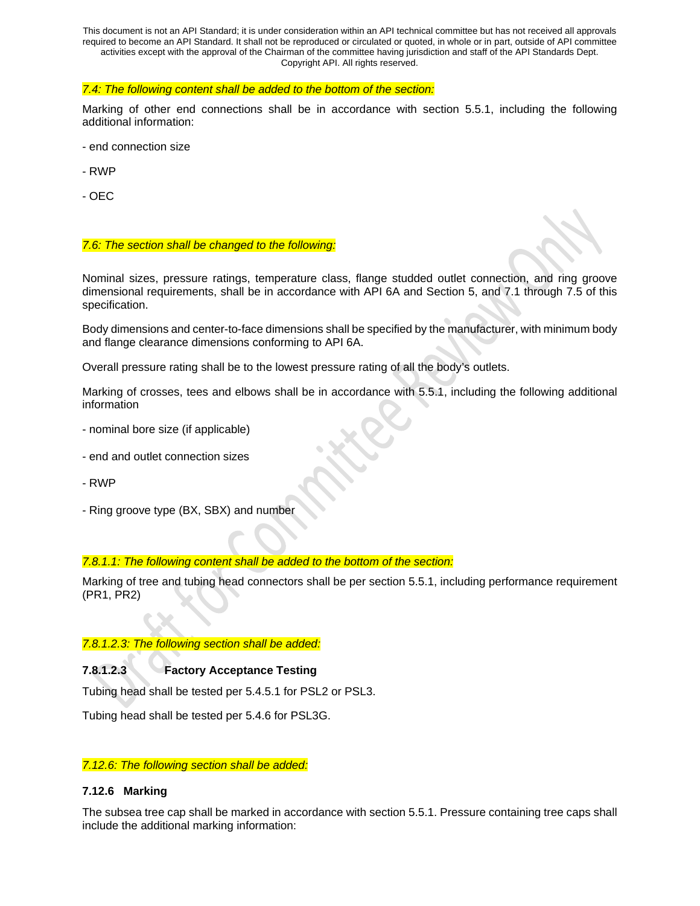*7.4: The following content shall be added to the bottom of the section:*

Marking of other end connections shall be in accordance with section 5.5.1, including the following additional information:

- end connection size

- RWP

- OEC

*7.6: The section shall be changed to the following:*

Nominal sizes, pressure ratings, temperature class, flange studded outlet connection, and ring groove dimensional requirements, shall be in accordance with API 6A and Section 5, and 7.1 through 7.5 of this specification.

Body dimensions and center-to-face dimensions shall be specified by the manufacturer, with minimum body and flange clearance dimensions conforming to API 6A.

Overall pressure rating shall be to the lowest pressure rating of all the body's outlets.

Marking of crosses, tees and elbows shall be in accordance with 5.5.1, including the following additional information

- nominal bore size (if applicable)

- end and outlet connection sizes

- RWP

- Ring groove type (BX, SBX) and number

*7.8.1.1: The following content shall be added to the bottom of the section:*

Marking of tree and tubing head connectors shall be per section 5.5.1, including performance requirement (PR1, PR2)

*7.8.1.2.3: The following section shall be added:*

**7.8.1.2.3 Factory Acceptance Testing**

Tubing head shall be tested per 5.4.5.1 for PSL2 or PSL3.

Tubing head shall be tested per 5.4.6 for PSL3G.

*7.12.6: The following section shall be added:*

**7.12.6 Marking**

The subsea tree cap shall be marked in accordance with section 5.5.1. Pressure containing tree caps shall include the additional marking information: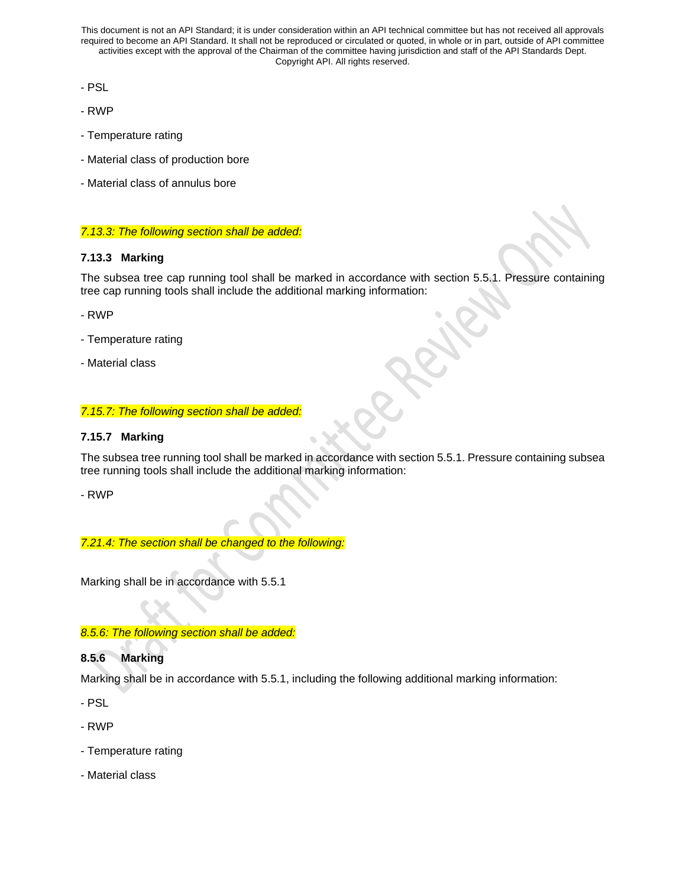- PSL

- RWP

- Temperature rating

- Material class of production bore

- Material class of annulus bore

*7.13.3: The following section shall be added:*

### 7.13.3 Marking

The subsea tree cap running tool shall be marked in accordance with section 5.5.1. Pressure containing tree cap running tools shall include the additional marking information:

- RWP

- Temperature rating

- Material class

*7.15.7: The following section shall be added:*

### 7.15.7 Marking

The subsea tree running tool shall be marked in accordance with section 5.5.1. Pressure containing subsea tree running tools shall include the additional marking information:

- RWP

*7.21.4: The section shall be changed to the following:*

Marking shall be in accordance with 5.5.1

*8.5.6: The following section shall be added:*

### 8.5.6 Marking

Marking shall be in accordance with 5.5.1, including the following additional marking information:

- PSL

- RWP

- Temperature rating

- Material class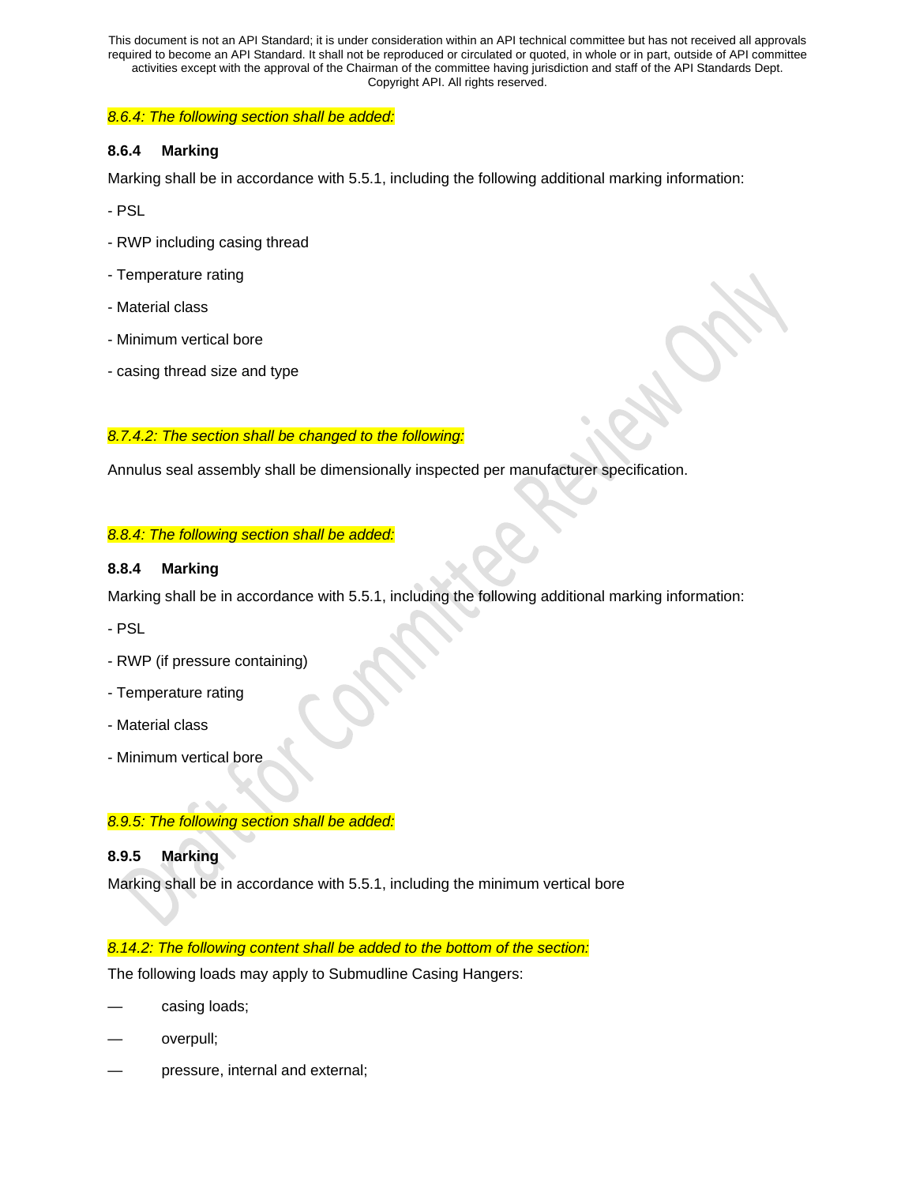*8.6.4: The following section shall be added:*

### 8.6.4 Marking

Marking shall be in accordance with 5.5.1, including the following additional marking information:

- PSL

- RWP including casing thread

- Temperature rating

- Material class

- Minimum vertical bore

- casing thread size and type

*8.7.4.2: The section shall be changed to the following:*

Annulus seal assembly shall be dimensionally inspected per manufacturer specification.

*8.8.4: The following section shall be added:*

### 8.8.4 Marking

Marking shall be in accordance with 5.5.1, including the following additional marking information:

- PSL

- RWP (if pressure containing)

- Temperature rating

- Material class

- Minimum vertical bore

*8.9.5: The following section shall be added:*

### 8.9.5 Marking

Marking shall be in accordance with 5.5.1, including the minimum vertical bore

*8.14.2: The following content shall be added to the bottom of the section:*

The following loads may apply to Submudline Casing Hangers:

— casing loads;

— overpull;

— pressure, internal and external;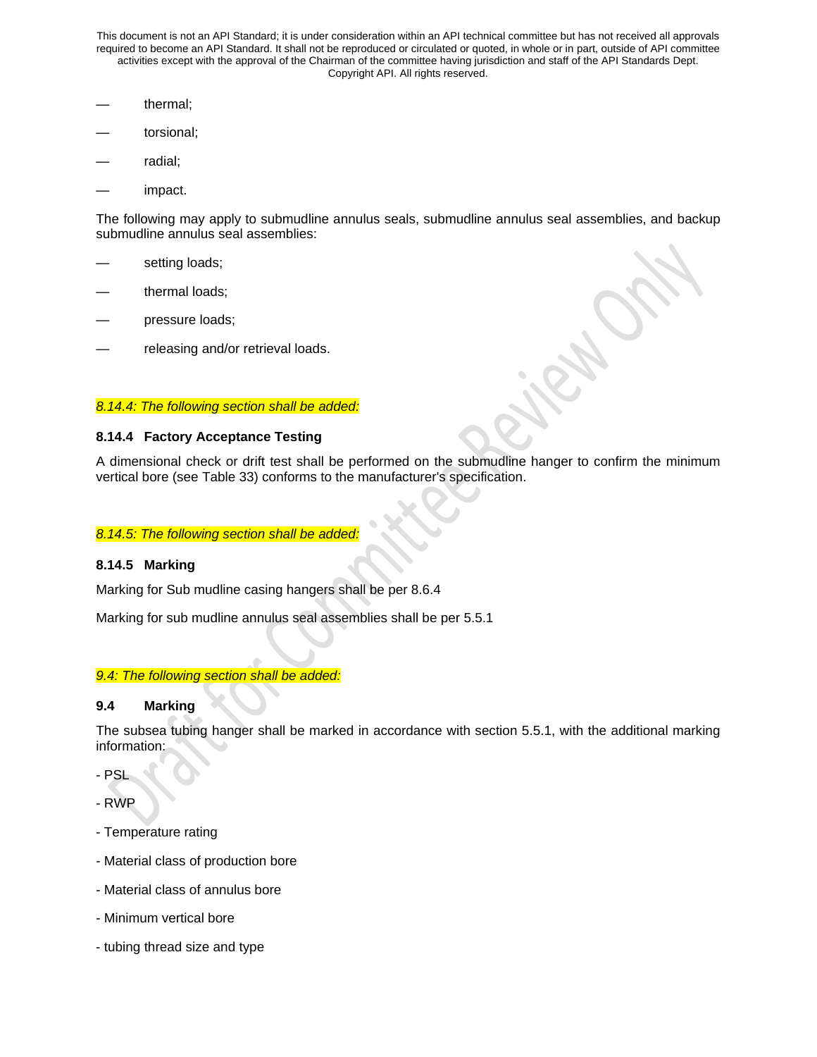— thermal;

— torsional;

— radial;

— impact.

The following may apply to submudline annulus seals, submudline annulus seal assemblies, and backup submudline annulus seal assemblies:

— setting loads;

— thermal loads;

— pressure loads;

— releasing and/or retrieval loads.

*8.14.4: The following section shall be added:*

#### 8.14.4 Factory Acceptance Testing

A dimensional check or drift test shall be performed on the submudline hanger to confirm the minimum vertical bore (see Table 33) conforms to the manufacturer's specification.

*8.14.5: The following section shall be added:*

#### 8.14.5 Marking

Marking for Sub mudline casing hangers shall be per 8.6.4

Marking for sub mudline annulus seal assemblies shall be per 5.5.1

*9.4: The following section shall be added:*

### 9.4 Marking

The subsea tubing hanger shall be marked in accordance with section 5.5.1, with the additional marking information:

- PSL

- RWP

- Temperature rating

- Material class of production bore

- Material class of annulus bore

- Minimum vertical bore

- tubing thread size and type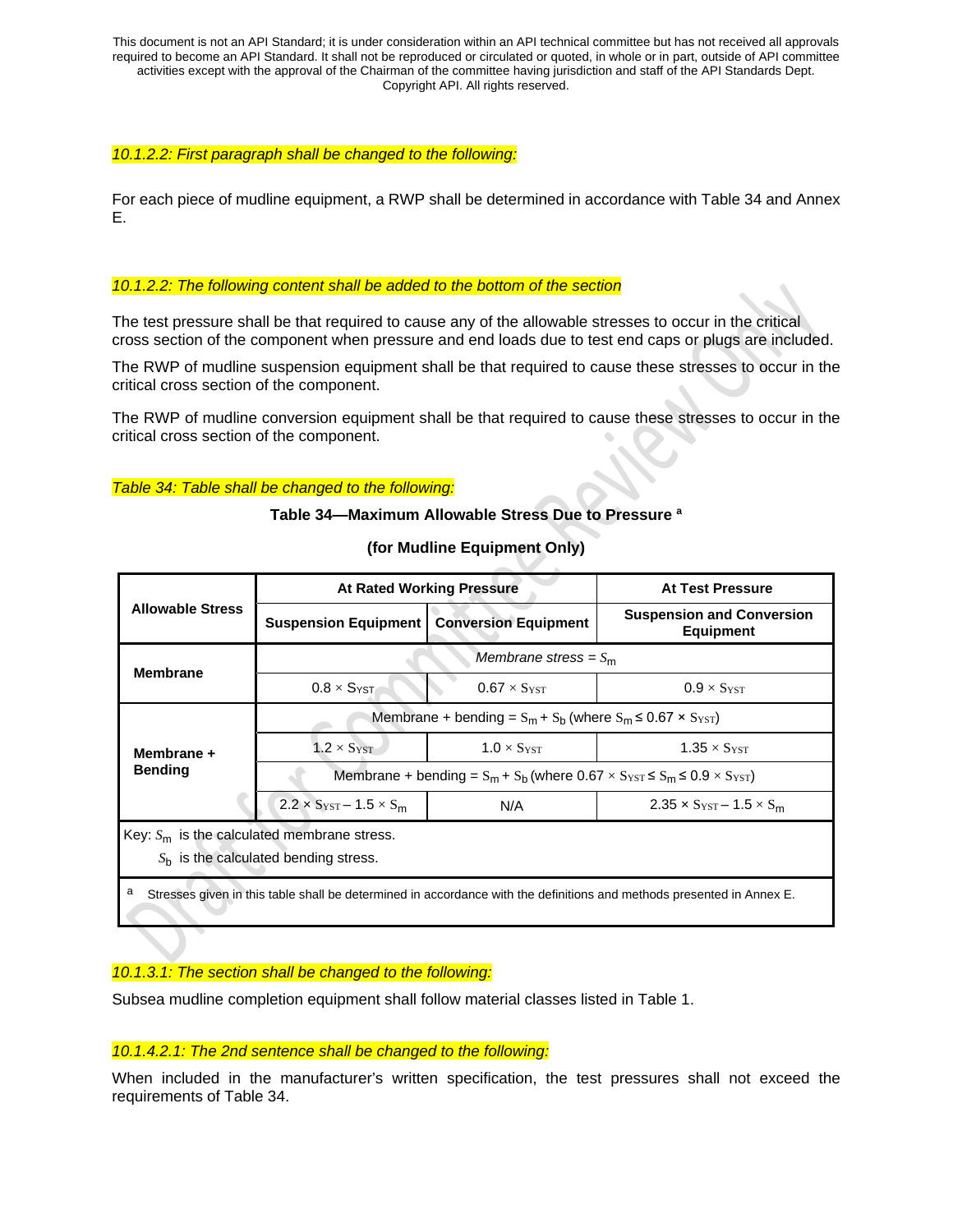This document is not an API Standard; it is under consideration within an API technical committee but has not received all approvals required to become an API Standard. It shall not be reproduced or circulated or quoted, in whole or in part, outside of API committee activities except with the approval of the Chairman of the committee having jurisdiction and staff of the API Standards Dept. Copyright API. All rights reserved.

*10.1.2.2: First paragraph shall be changed to the following:*

For each piece of mudline equipment, a RWP shall be determined in accordance with Table 34 and Annex E.

*10.1.2.2: The following content shall be added to the bottom of the section*

The test pressure shall be that required to cause any of the allowable stresses to occur in the critical cross section of the component when pressure and end loads due to test end caps or plugs are included.

The RWP of mudline suspension equipment shall be that required to cause these stresses to occur in the critical cross section of the component.

The RWP of mudline conversion equipment shall be that required to cause these stresses to occur in the critical cross section of the component.

*Table 34: Table shall be changed to the following:*

**Table 34—Maximum Allowable Stress Due to Pressure [a]**

**(for Mudline Equipment Only)**

| Allowable Stress | At Rated Working Pressure | | At Test Pressure |
|---|---|---|---|
| | **Suspension Equipment** | **Conversion Equipment** | **Suspension and Conversion Equipment** |
| **Membrane** | *Membrane stress* = $S_m$ | | |
| | $0.8 \times S_{YST}$ | $0.67 \times S_{YST}$ | $0.9 \times S_{YST}$ |
| **Membrane + Bending** | Membrane + bending = $S_m + S_b$ (where $S_m \leq 0.67 \times S_{YST}$) | | |
| | $1.2 \times S_{YST}$ | $1.0 \times S_{YST}$ | $1.35 \times S_{YST}$ |
| | Membrane + bending = $S_m + S_b$ (where $0.67 \times S_{YST} \leq S_m \leq 0.9 \times S_{YST}$) | | |
| | $2.2 \times S_{YST} - 1.5 \times S_m$ | N/A | $2.35 \times S_{YST} - 1.5 \times S_m$ |

Key: $S_m$ is the calculated membrane stress.
$S_b$ is the calculated bending stress.

[a] Stresses given in this table shall be determined in accordance with the definitions and methods presented in Annex E.

*10.1.3.1: The section shall be changed to the following:*

Subsea mudline completion equipment shall follow material classes listed in Table 1.

*10.1.4.2.1: The 2nd sentence shall be changed to the following:*

When included in the manufacturer's written specification, the test pressures shall not exceed the requirements of Table 34.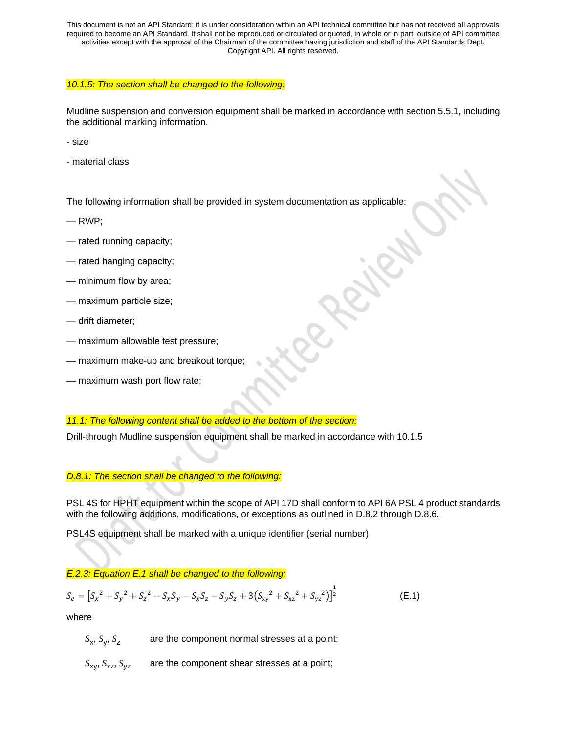*10.1.5: The section shall be changed to the following:*

Mudline suspension and conversion equipment shall be marked in accordance with section 5.5.1, including the additional marking information.

- size

- material class

The following information shall be provided in system documentation as applicable:

— RWP;

— rated running capacity;

— rated hanging capacity;

— minimum flow by area;

— maximum particle size;

— drift diameter;

— maximum allowable test pressure;

— maximum make-up and breakout torque;

— maximum wash port flow rate;

*11.1: The following content shall be added to the bottom of the section:*

Drill-through Mudline suspension equipment shall be marked in accordance with 10.1.5

*D.8.1: The section shall be changed to the following:*

PSL 4S for HPHT equipment within the scope of API 17D shall conform to API 6A PSL 4 product standards with the following additions, modifications, or exceptions as outlined in D.8.2 through D.8.6.

PSL4S equipment shall be marked with a unique identifier (serial number)

*E.2.3: Equation E.1 shall be changed to the following:*

$$S_e = \left[S_x{}^2 + S_y{}^2 + S_z{}^2 - S_xS_y - S_xS_z - S_yS_z + 3\left(S_{xy}{}^2 + S_{xz}{}^2 + S_{yz}{}^2\right)\right]^{\frac{1}{2}} \qquad \text{(E.1)}$$

where

$S_x$, $S_y$, $S_z$ are the component normal stresses at a point;

$S_{xy}$, $S_{xz}$, $S_{yz}$ are the component shear stresses at a point;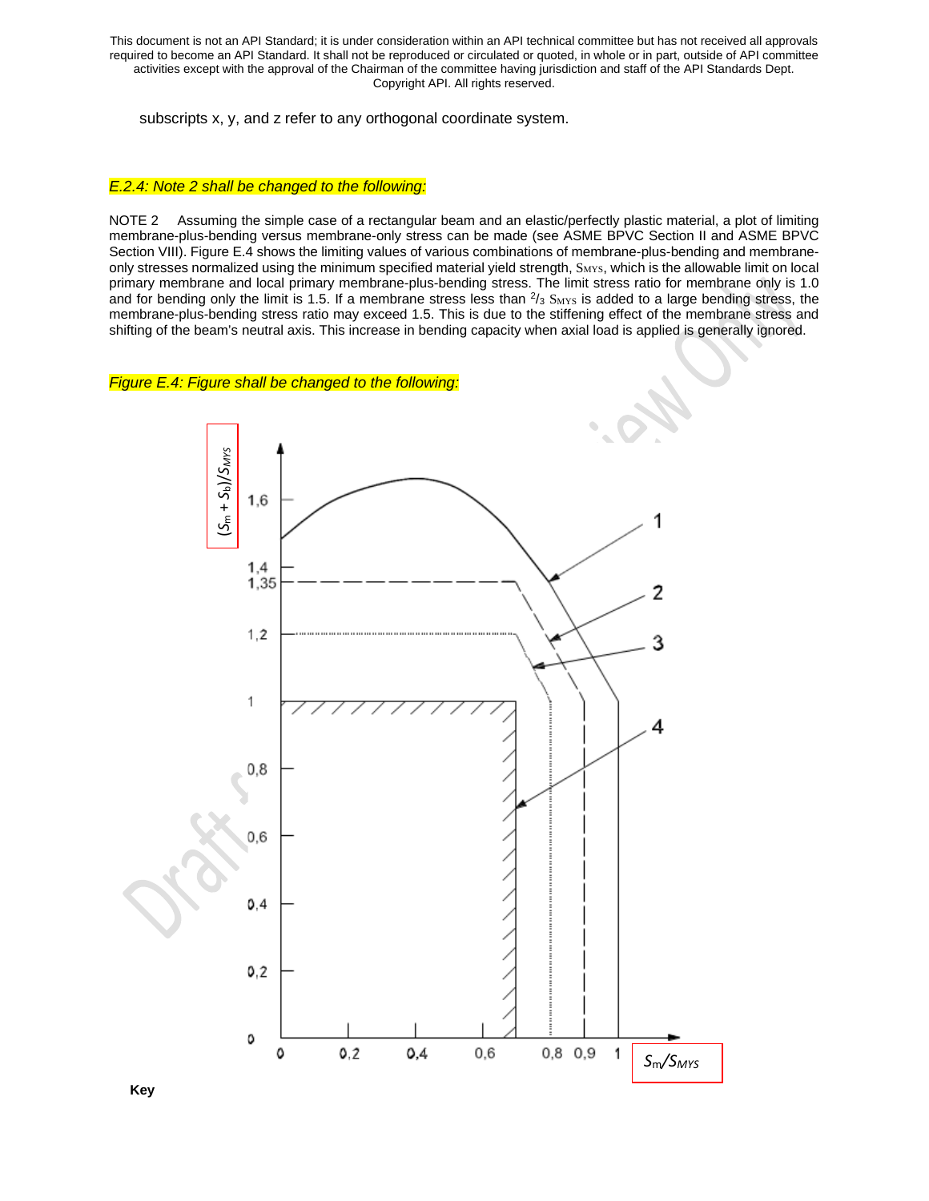subscripts x, y, and z refer to any orthogonal coordinate system.

*E.2.4: Note 2 shall be changed to the following:*

NOTE 2 Assuming the simple case of a rectangular beam and an elastic/perfectly plastic material, a plot of limiting membrane-plus-bending versus membrane-only stress can be made (see ASME BPVC Section II and ASME BPVC Section VIII). Figure E.4 shows the limiting values of various combinations of membrane-plus-bending and membrane-only stresses normalized using the minimum specified material yield strength, $S_{MYS}$, which is the allowable limit on local primary membrane and local primary membrane-plus-bending stress. The limit stress ratio for membrane only is 1.0 and for bending only the limit is 1.5. If a membrane stress less than $^2/_3$ $S_{MYS}$ is added to a large bending stress, the membrane-plus-bending stress ratio may exceed 1.5. This is due to the stiffening effect of the membrane stress and shifting of the beam's neutral axis. This increase in bending capacity when axial load is applied is generally ignored.

*Figure E.4: Figure shall be changed to the following:*

**Key**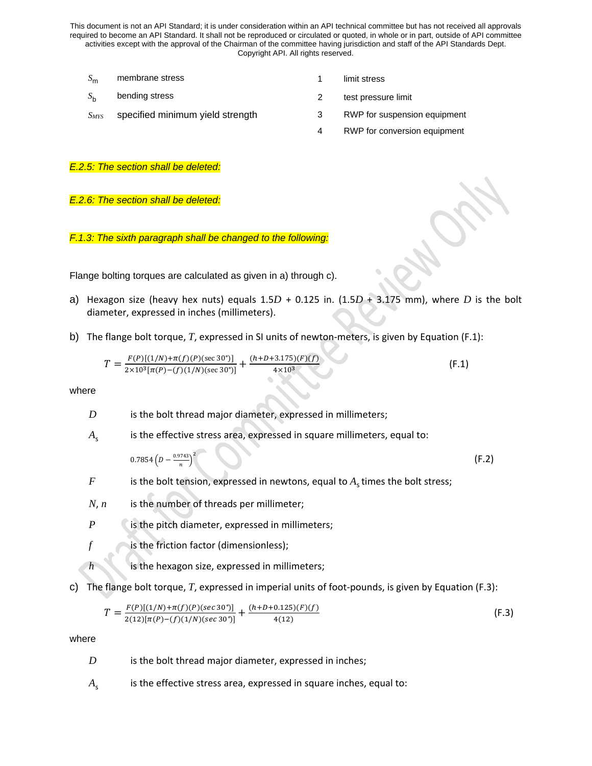| | | | |
|---|---|---|---|
| $S_m$ | membrane stress | 1 | limit stress |
| $S_b$ | bending stress | 2 | test pressure limit |
| $S_{MYS}$ | specified minimum yield strength | 3 | RWP for suspension equipment |
| | | 4 | RWP for conversion equipment |

*E.2.5: The section shall be deleted:*

*E.2.6: The section shall be deleted:*

*F.1.3: The sixth paragraph shall be changed to the following:*

Flange bolting torques are calculated as given in a) through c).

a) Hexagon size (heavy hex nuts) equals $1.5D$ + 0.125 in. ($1.5D$ + 3.175 mm), where $D$ is the bolt diameter, expressed in inches (millimeters).

b) The flange bolt torque, $T$, expressed in SI units of newton-meters, is given by Equation (F.1):

$$T = \frac{F(P)[(1/N) + \pi(f)(P)(\sec 30°)]}{2 \times 10^3[\pi(P) - (f)(1/N)(\sec 30°)]} + \frac{(h + D + 3.175)(F)(f)}{4 \times 10^3} \tag{F.1}$$

where

$D$ is the bolt thread major diameter, expressed in millimeters;

$A_s$ is the effective stress area, expressed in square millimeters, equal to:

$$0.7854\left(D - \frac{0.9743}{n}\right)^2 \tag{F.2}$$

$F$ is the bolt tension, expressed in newtons, equal to $A_s$ times the bolt stress;

$N$, $n$ is the number of threads per millimeter;

$P$ is the pitch diameter, expressed in millimeters;

$f$ is the friction factor (dimensionless);

$h$ is the hexagon size, expressed in millimeters;

c) The flange bolt torque, $T$, expressed in imperial units of foot-pounds, is given by Equation (F.3):

$$T = \frac{F(P)[(1/N) + \pi(f)(P)(sec\, 30°)]}{2(12)[\pi(P) - (f)(1/N)(sec\, 30°)]} + \frac{(h + D + 0.125)(F)(f)}{4(12)} \tag{F.3}$$

where

$D$ is the bolt thread major diameter, expressed in inches;

$A_s$ is the effective stress area, expressed in square inches, equal to: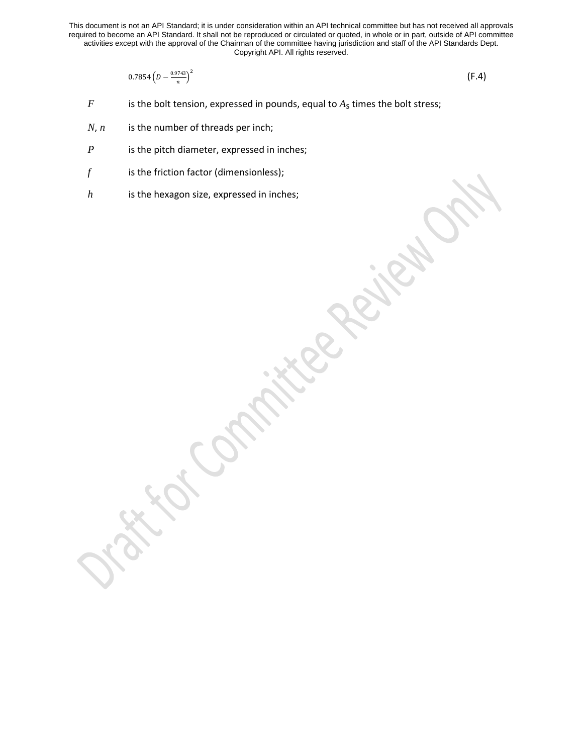$$0.7854\left(D - \frac{0.9743}{n}\right)^2 \quad \text{(F.4)}$$

$F$ is the bolt tension, expressed in pounds, equal to $A_S$ times the bolt stress;

$N$, $n$ is the number of threads per inch;

$P$ is the pitch diameter, expressed in inches;

$f$ is the friction factor (dimensionless);

$h$ is the hexagon size, expressed in inches;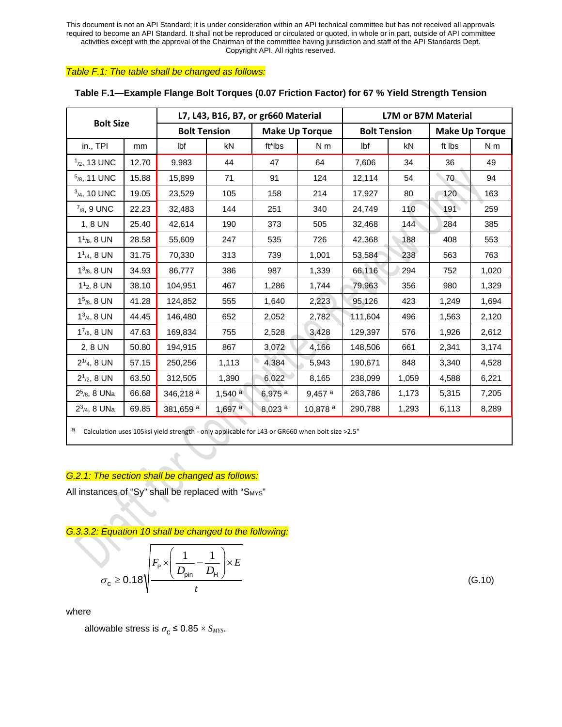This document is not an API Standard; it is under consideration within an API technical committee but has not received all approvals required to become an API Standard. It shall not be reproduced or circulated or quoted, in whole or in part, outside of API committee activities except with the approval of the Chairman of the committee having jurisdiction and staff of the API Standards Dept. Copyright API. All rights reserved.

*Table F.1: The table shall be changed as follows:*

**Table F.1—Example Flange Bolt Torques (0.07 Friction Factor) for 67 % Yield Strength Tension**

| Bolt Size | | L7, L43, B16, B7, or gr660 Material | | | | L7M or B7M Material | | | |
|---|---|---|---|---|---|---|---|---|---|
| | | Bolt Tension | | Make Up Torque | | Bolt Tension | | Make Up Torque | |
| in., TPI | mm | lbf | kN | ft*lbs | N m | lbf | kN | ft lbs | N m |
| 1/2, 13 UNC | 12.70 | 9,983 | 44 | 47 | 64 | 7,606 | 34 | 36 | 49 |
| 5/8, 11 UNC | 15.88 | 15,899 | 71 | 91 | 124 | 12,114 | 54 | 70 | 94 |
| 3/4, 10 UNC | 19.05 | 23,529 | 105 | 158 | 214 | 17,927 | 80 | 120 | 163 |
| 7/8, 9 UNC | 22.23 | 32,483 | 144 | 251 | 340 | 24,749 | 110 | 191 | 259 |
| 1, 8 UN | 25.40 | 42,614 | 190 | 373 | 505 | 32,468 | 144 | 284 | 385 |
| 1 1/8, 8 UN | 28.58 | 55,609 | 247 | 535 | 726 | 42,368 | 188 | 408 | 553 |
| 1 1/4, 8 UN | 31.75 | 70,330 | 313 | 739 | 1,001 | 53,584 | 238 | 563 | 763 |
| 1 3/8, 8 UN | 34.93 | 86,777 | 386 | 987 | 1,339 | 66,116 | 294 | 752 | 1,020 |
| 1 1/2, 8 UN | 38.10 | 104,951 | 467 | 1,286 | 1,744 | 79,963 | 356 | 980 | 1,329 |
| 1 5/8, 8 UN | 41.28 | 124,852 | 555 | 1,640 | 2,223 | 95,126 | 423 | 1,249 | 1,694 |
| 1 3/4, 8 UN | 44.45 | 146,480 | 652 | 2,052 | 2,782 | 111,604 | 496 | 1,563 | 2,120 |
| 1 7/8, 8 UN | 47.63 | 169,834 | 755 | 2,528 | 3,428 | 129,397 | 576 | 1,926 | 2,612 |
| 2, 8 UN | 50.80 | 194,915 | 867 | 3,072 | 4,166 | 148,506 | 661 | 2,341 | 3,174 |
| 2 1/4, 8 UN | 57.15 | 250,256 | 1,113 | 4,384 | 5,943 | 190,671 | 848 | 3,340 | 4,528 |
| 2 1/2, 8 UN | 63.50 | 312,505 | 1,390 | 6,022 | 8,165 | 238,099 | 1,059 | 4,588 | 6,221 |
| 2 5/8, 8 UNa | 66.68 | 346,218 [a] | 1,540 [a] | 6,975 [a] | 9,457 [a] | 263,786 | 1,173 | 5,315 | 7,205 |
| 2 3/4, 8 UNa | 69.85 | 381,659 [a] | 1,697 [a] | 8,023 [a] | 10,878 [a] | 290,788 | 1,293 | 6,113 | 8,289 |

[a] Calculation uses 105ksi yield strength - only applicable for L43 or GR660 when bolt size >2.5"

*G.2.1: The section shall be changed as follows:*

All instances of "Sy" shall be replaced with "$S_{MYS}$"

*G.3.3.2: Equation 10 shall be changed to the following:*

$$\sigma_c \geq 0.18\sqrt{\frac{F_P \times \left(\dfrac{1}{D_{pin}} - \dfrac{1}{D_H}\right) \times E}{t}} \tag{G.10}$$

where

allowable stress is $\sigma_c \leq 0.85 \times S_{MYS}$.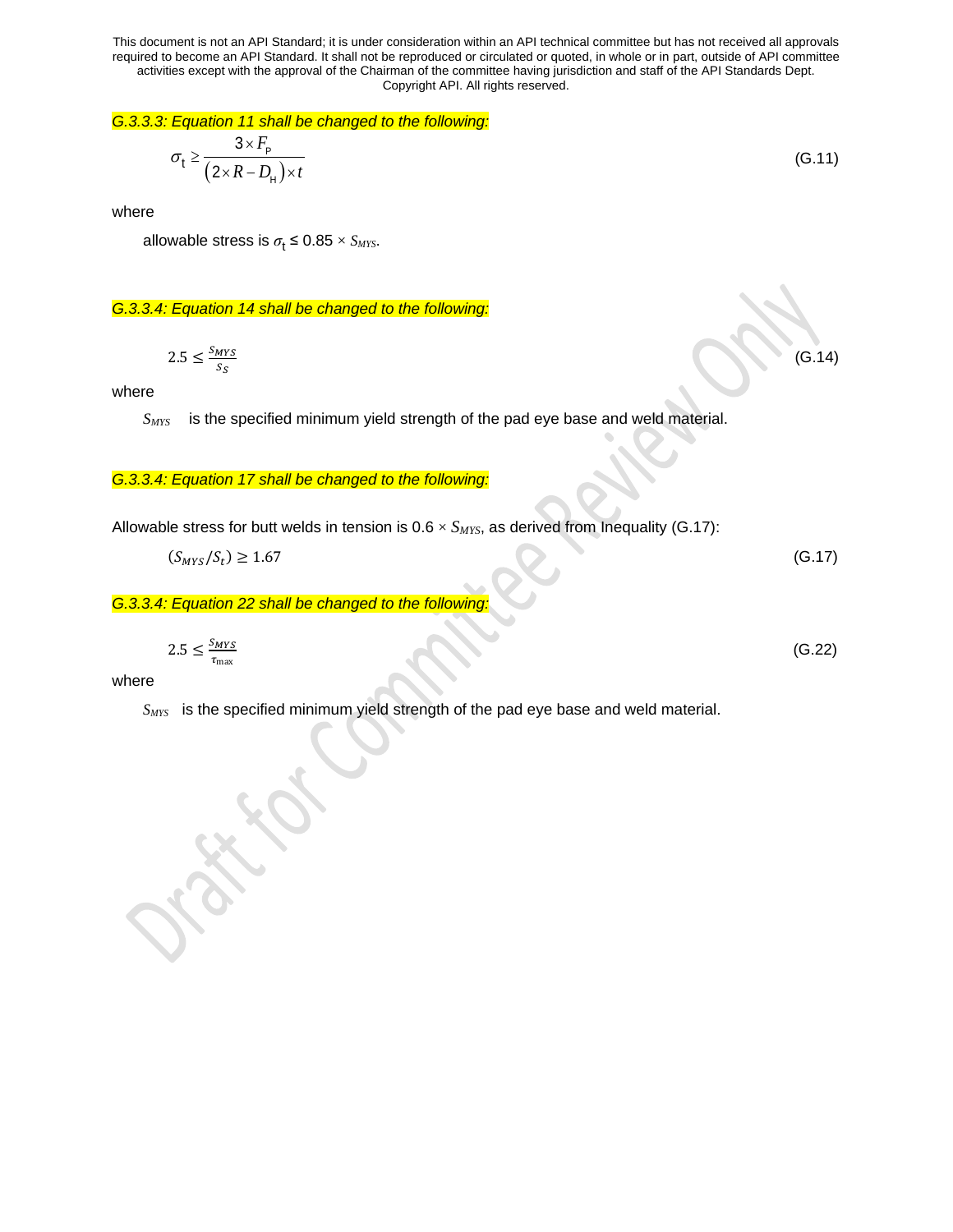*G.3.3.3: Equation 11 shall be changed to the following:*

$$\sigma_t \geq \frac{3 \times F_P}{(2 \times R - D_H) \times t} \tag{G.11}$$

where

allowable stress is $\sigma_t \leq 0.85 \times S_{MYS}$.

*G.3.3.4: Equation 14 shall be changed to the following:*

$$2.5 \leq \frac{S_{MYS}}{S_S} \tag{G.14}$$

where

$S_{MYS}$ is the specified minimum yield strength of the pad eye base and weld material.

*G.3.3.4: Equation 17 shall be changed to the following:*

Allowable stress for butt welds in tension is $0.6 \times S_{MYS}$, as derived from Inequality (G.17):

$$(S_{MYS}/S_t) \geq 1.67 \tag{G.17}$$

*G.3.3.4: Equation 22 shall be changed to the following:*

$$2.5 \leq \frac{S_{MYS}}{\tau_{max}} \tag{G.22}$$

where

$S_{MYS}$ is the specified minimum yield strength of the pad eye base and weld material.